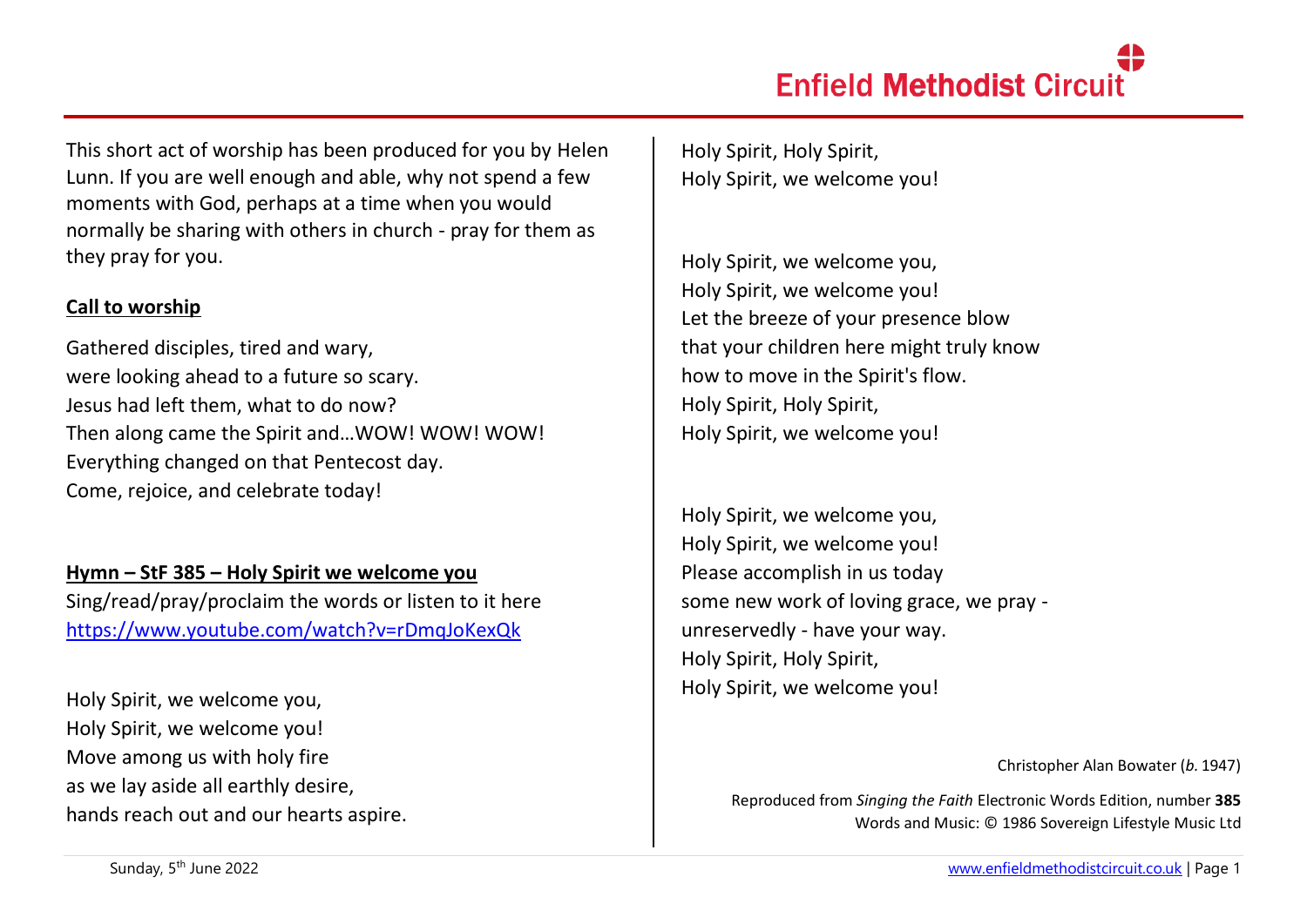This short act of worship has been produced for you by Helen Lunn. If you are well enough and able, why not spend a few moments with God, perhaps at a time when you would normally be sharing with others in church - pray for them as they pray for you.

## Call to worship

Gathered disciples, tired and wary,
were looking ahead to a future so scary.
Jesus had left them, what to do now?
Then along came the Spirit and…WOW! WOW! WOW!
Everything changed on that Pentecost day.
Come, rejoice, and celebrate today!

## Hymn – StF 385 – Holy Spirit we welcome you

Sing/read/pray/proclaim the words or listen to it here
https://www.youtube.com/watch?v=rDmqJoKexQk

Holy Spirit, we welcome you,
Holy Spirit, we welcome you!
Move among us with holy fire
as we lay aside all earthly desire,
hands reach out and our hearts aspire.
Holy Spirit, Holy Spirit,
Holy Spirit, we welcome you!

Holy Spirit, we welcome you,
Holy Spirit, we welcome you!
Let the breeze of your presence blow
that your children here might truly know
how to move in the Spirit's flow.
Holy Spirit, Holy Spirit,
Holy Spirit, we welcome you!

Holy Spirit, we welcome you,
Holy Spirit, we welcome you!
Please accomplish in us today
some new work of loving grace, we pray -
unreservedly - have your way.
Holy Spirit, Holy Spirit,
Holy Spirit, we welcome you!

Christopher Alan Bowater (*b.* 1947)

Reproduced from *Singing the Faith* Electronic Words Edition, number **385**
Words and Music: © 1986 Sovereign Lifestyle Music Ltd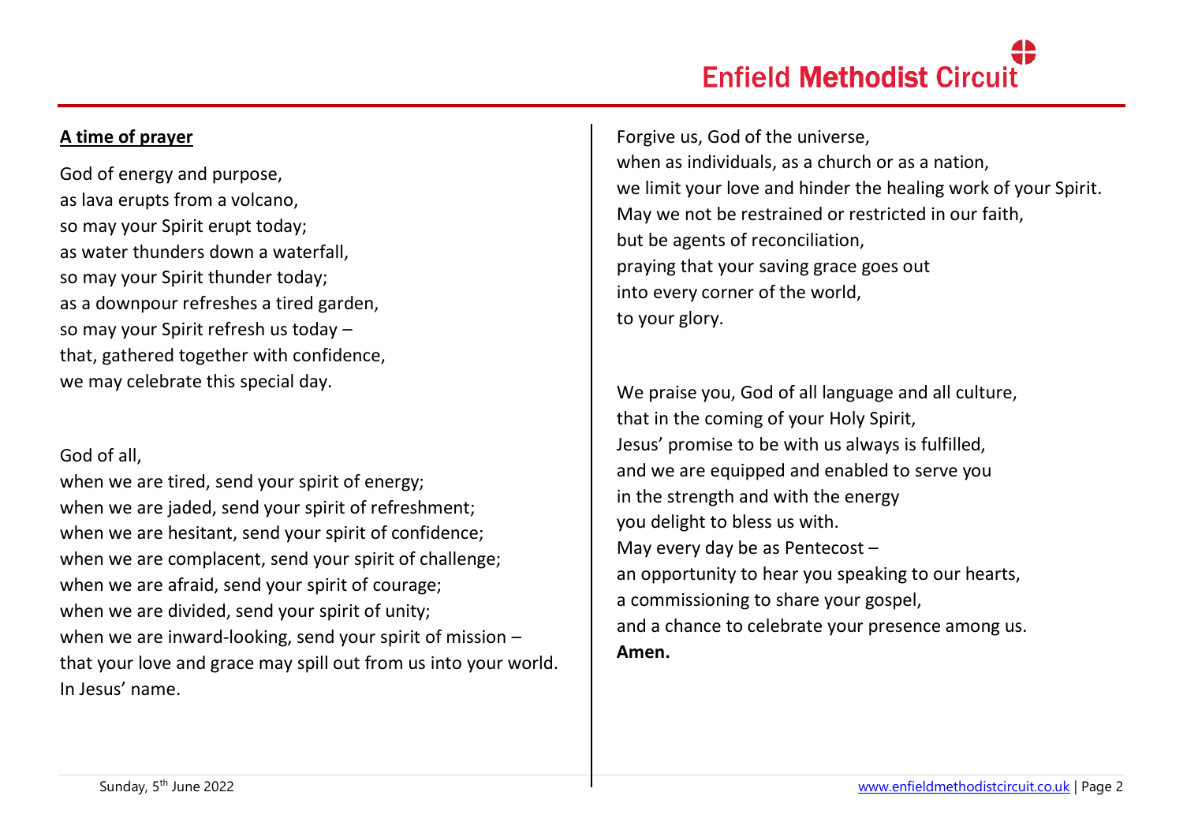**A time of prayer**

God of energy and purpose,
as lava erupts from a volcano,
so may your Spirit erupt today;
as water thunders down a waterfall,
so may your Spirit thunder today;
as a downpour refreshes a tired garden,
so may your Spirit refresh us today –
that, gathered together with confidence,
we may celebrate this special day.

God of all,
when we are tired, send your spirit of energy;
when we are jaded, send your spirit of refreshment;
when we are hesitant, send your spirit of confidence;
when we are complacent, send your spirit of challenge;
when we are afraid, send your spirit of courage;
when we are divided, send your spirit of unity;
when we are inward-looking, send your spirit of mission –
that your love and grace may spill out from us into your world.
In Jesus' name.

Forgive us, God of the universe,
when as individuals, as a church or as a nation,
we limit your love and hinder the healing work of your Spirit.
May we not be restrained or restricted in our faith,
but be agents of reconciliation,
praying that your saving grace goes out
into every corner of the world,
to your glory.

We praise you, God of all language and all culture,
that in the coming of your Holy Spirit,
Jesus' promise to be with us always is fulfilled,
and we are equipped and enabled to serve you
in the strength and with the energy
you delight to bless us with.
May every day be as Pentecost –
an opportunity to hear you speaking to our hearts,
a commissioning to share your gospel,
and a chance to celebrate your presence among us.
**Amen.**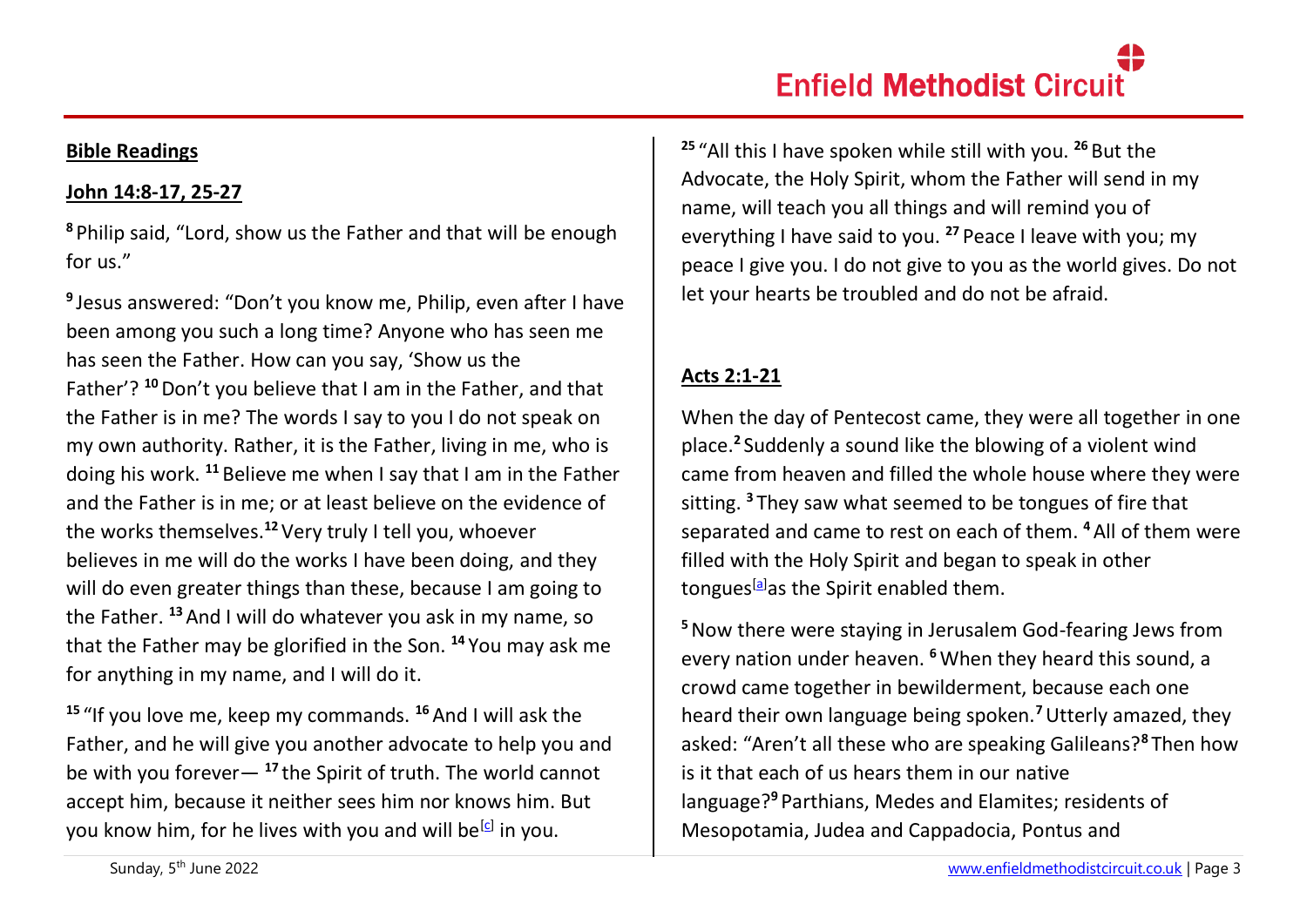## Bible Readings

### John 14:8-17, 25-27

[8] Philip said, "Lord, show us the Father and that will be enough for us."

[9] Jesus answered: "Don't you know me, Philip, even after I have been among you such a long time? Anyone who has seen me has seen the Father. How can you say, 'Show us the Father'? [10] Don't you believe that I am in the Father, and that the Father is in me? The words I say to you I do not speak on my own authority. Rather, it is the Father, living in me, who is doing his work. [11] Believe me when I say that I am in the Father and the Father is in me; or at least believe on the evidence of the works themselves.[12] Very truly I tell you, whoever believes in me will do the works I have been doing, and they will do even greater things than these, because I am going to the Father. [13] And I will do whatever you ask in my name, so that the Father may be glorified in the Son. [14] You may ask me for anything in my name, and I will do it.

[15] "If you love me, keep my commands. [16] And I will ask the Father, and he will give you another advocate to help you and be with you forever— [17] the Spirit of truth. The world cannot accept him, because it neither sees him nor knows him. But you know him, for he lives with you and will be[c] in you.

[25] "All this I have spoken while still with you. [26] But the Advocate, the Holy Spirit, whom the Father will send in my name, will teach you all things and will remind you of everything I have said to you. [27] Peace I leave with you; my peace I give you. I do not give to you as the world gives. Do not let your hearts be troubled and do not be afraid.

### Acts 2:1-21

When the day of Pentecost came, they were all together in one place.[2] Suddenly a sound like the blowing of a violent wind came from heaven and filled the whole house where they were sitting. [3] They saw what seemed to be tongues of fire that separated and came to rest on each of them. [4] All of them were filled with the Holy Spirit and began to speak in other tongues[a] as the Spirit enabled them.

[5] Now there were staying in Jerusalem God-fearing Jews from every nation under heaven. [6] When they heard this sound, a crowd came together in bewilderment, because each one heard their own language being spoken.[7] Utterly amazed, they asked: "Aren't all these who are speaking Galileans?[8] Then how is it that each of us hears them in our native language?[9] Parthians, Medes and Elamites; residents of Mesopotamia, Judea and Cappadocia, Pontus and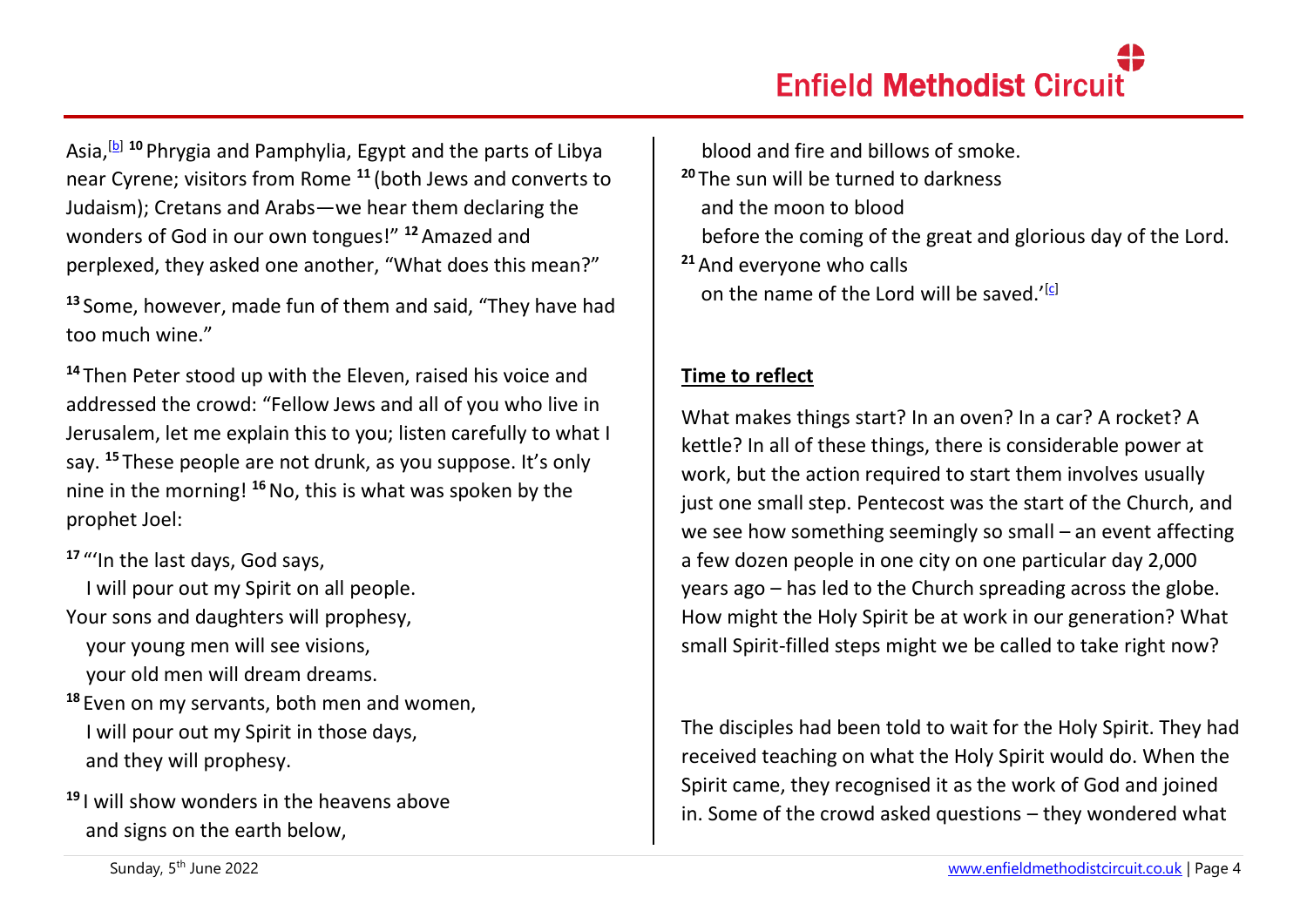Asia,[b] 10 Phrygia and Pamphylia, Egypt and the parts of Libya near Cyrene; visitors from Rome 11 (both Jews and converts to Judaism); Cretans and Arabs—we hear them declaring the wonders of God in our own tongues!" 12 Amazed and perplexed, they asked one another, "What does this mean?"

13 Some, however, made fun of them and said, "They have had too much wine."

14 Then Peter stood up with the Eleven, raised his voice and addressed the crowd: "Fellow Jews and all of you who live in Jerusalem, let me explain this to you; listen carefully to what I say. 15 These people are not drunk, as you suppose. It's only nine in the morning! 16 No, this is what was spoken by the prophet Joel:

17 "'In the last days, God says,
  I will pour out my Spirit on all people.
Your sons and daughters will prophesy,
  your young men will see visions,
  your old men will dream dreams.
18 Even on my servants, both men and women,
  I will pour out my Spirit in those days,
  and they will prophesy.
19 I will show wonders in the heavens above
  and signs on the earth below,
  blood and fire and billows of smoke.
20 The sun will be turned to darkness
  and the moon to blood
  before the coming of the great and glorious day of the Lord.
21 And everyone who calls
  on the name of the Lord will be saved.'[c]

**Time to reflect**

What makes things start? In an oven? In a car? A rocket? A kettle? In all of these things, there is considerable power at work, but the action required to start them involves usually just one small step. Pentecost was the start of the Church, and we see how something seemingly so small – an event affecting a few dozen people in one city on one particular day 2,000 years ago – has led to the Church spreading across the globe. How might the Holy Spirit be at work in our generation? What small Spirit-filled steps might we be called to take right now?

The disciples had been told to wait for the Holy Spirit. They had received teaching on what the Holy Spirit would do. When the Spirit came, they recognised it as the work of God and joined in. Some of the crowd asked questions – they wondered what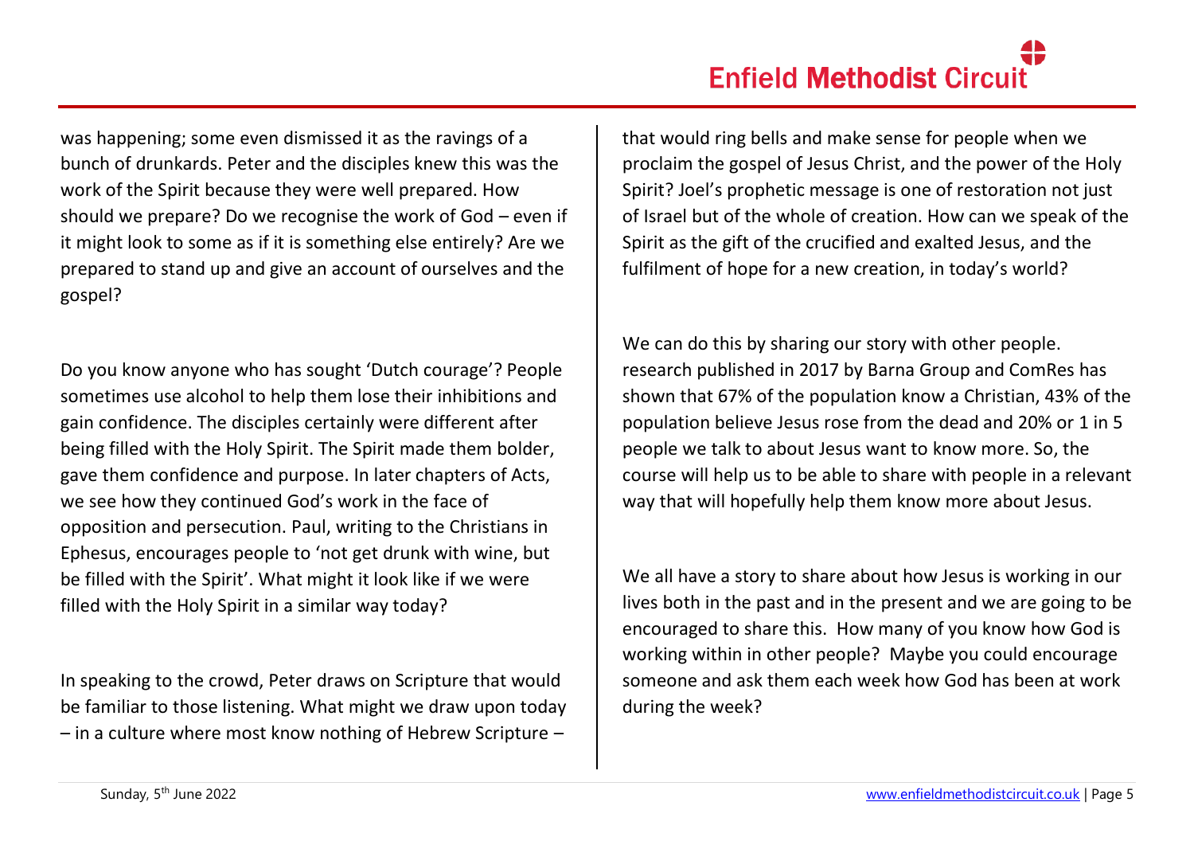was happening; some even dismissed it as the ravings of a bunch of drunkards. Peter and the disciples knew this was the work of the Spirit because they were well prepared. How should we prepare? Do we recognise the work of God – even if it might look to some as if it is something else entirely? Are we prepared to stand up and give an account of ourselves and the gospel?

Do you know anyone who has sought 'Dutch courage'? People sometimes use alcohol to help them lose their inhibitions and gain confidence. The disciples certainly were different after being filled with the Holy Spirit. The Spirit made them bolder, gave them confidence and purpose. In later chapters of Acts, we see how they continued God's work in the face of opposition and persecution. Paul, writing to the Christians in Ephesus, encourages people to 'not get drunk with wine, but be filled with the Spirit'. What might it look like if we were filled with the Holy Spirit in a similar way today?

In speaking to the crowd, Peter draws on Scripture that would be familiar to those listening. What might we draw upon today – in a culture where most know nothing of Hebrew Scripture – that would ring bells and make sense for people when we proclaim the gospel of Jesus Christ, and the power of the Holy Spirit? Joel's prophetic message is one of restoration not just of Israel but of the whole of creation. How can we speak of the Spirit as the gift of the crucified and exalted Jesus, and the fulfilment of hope for a new creation, in today's world?

We can do this by sharing our story with other people. research published in 2017 by Barna Group and ComRes has shown that 67% of the population know a Christian, 43% of the population believe Jesus rose from the dead and 20% or 1 in 5 people we talk to about Jesus want to know more. So, the course will help us to be able to share with people in a relevant way that will hopefully help them know more about Jesus.

We all have a story to share about how Jesus is working in our lives both in the past and in the present and we are going to be encouraged to share this. How many of you know how God is working within in other people? Maybe you could encourage someone and ask them each week how God has been at work during the week?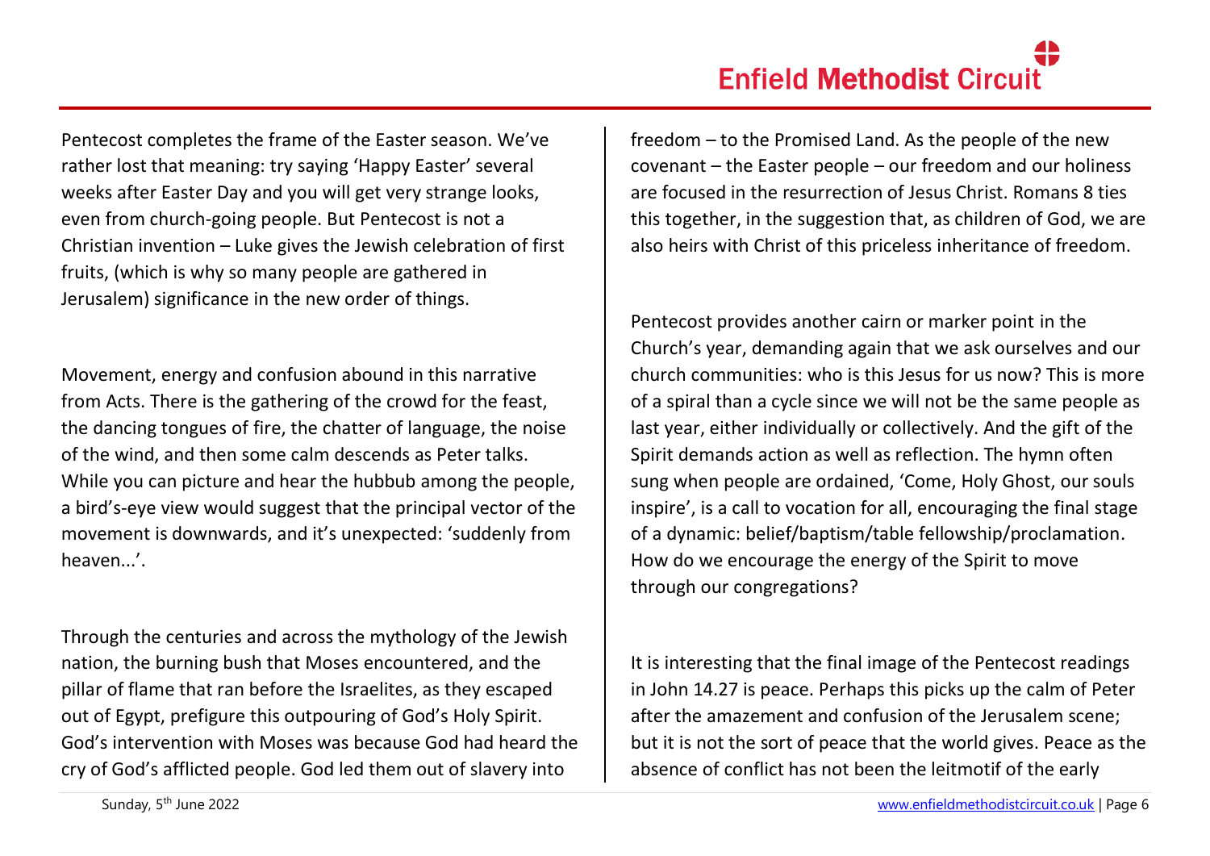Pentecost completes the frame of the Easter season. We've rather lost that meaning: try saying 'Happy Easter' several weeks after Easter Day and you will get very strange looks, even from church-going people. But Pentecost is not a Christian invention – Luke gives the Jewish celebration of first fruits, (which is why so many people are gathered in Jerusalem) significance in the new order of things.

Movement, energy and confusion abound in this narrative from Acts. There is the gathering of the crowd for the feast, the dancing tongues of fire, the chatter of language, the noise of the wind, and then some calm descends as Peter talks. While you can picture and hear the hubbub among the people, a bird's-eye view would suggest that the principal vector of the movement is downwards, and it's unexpected: 'suddenly from heaven...'.

Through the centuries and across the mythology of the Jewish nation, the burning bush that Moses encountered, and the pillar of flame that ran before the Israelites, as they escaped out of Egypt, prefigure this outpouring of God's Holy Spirit. God's intervention with Moses was because God had heard the cry of God's afflicted people. God led them out of slavery into freedom – to the Promised Land. As the people of the new covenant – the Easter people – our freedom and our holiness are focused in the resurrection of Jesus Christ. Romans 8 ties this together, in the suggestion that, as children of God, we are also heirs with Christ of this priceless inheritance of freedom.

Pentecost provides another cairn or marker point in the Church's year, demanding again that we ask ourselves and our church communities: who is this Jesus for us now? This is more of a spiral than a cycle since we will not be the same people as last year, either individually or collectively. And the gift of the Spirit demands action as well as reflection. The hymn often sung when people are ordained, 'Come, Holy Ghost, our souls inspire', is a call to vocation for all, encouraging the final stage of a dynamic: belief/baptism/table fellowship/proclamation. How do we encourage the energy of the Spirit to move through our congregations?

It is interesting that the final image of the Pentecost readings in John 14.27 is peace. Perhaps this picks up the calm of Peter after the amazement and confusion of the Jerusalem scene; but it is not the sort of peace that the world gives. Peace as the absence of conflict has not been the leitmotif of the early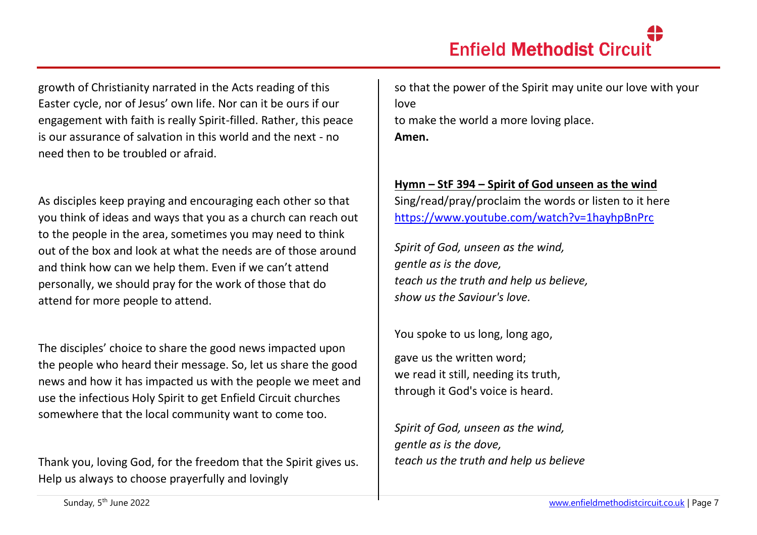growth of Christianity narrated in the Acts reading of this Easter cycle, nor of Jesus' own life. Nor can it be ours if our engagement with faith is really Spirit-filled. Rather, this peace is our assurance of salvation in this world and the next - no need then to be troubled or afraid.

As disciples keep praying and encouraging each other so that you think of ideas and ways that you as a church can reach out to the people in the area, sometimes you may need to think out of the box and look at what the needs are of those around and think how can we help them. Even if we can't attend personally, we should pray for the work of those that do attend for more people to attend.

The disciples' choice to share the good news impacted upon the people who heard their message. So, let us share the good news and how it has impacted us with the people we meet and use the infectious Holy Spirit to get Enfield Circuit churches somewhere that the local community want to come too.

Thank you, loving God, for the freedom that the Spirit gives us.
Help us always to choose prayerfully and lovingly
so that the power of the Spirit may unite our love with your love
to make the world a more loving place.
**Amen.**

**Hymn – StF 394 – Spirit of God unseen as the wind**

Sing/read/pray/proclaim the words or listen to it here https://www.youtube.com/watch?v=1hayhpBnPrc

*Spirit of God, unseen as the wind,*
*gentle as is the dove,*
*teach us the truth and help us believe,*
*show us the Saviour's love.*

You spoke to us long, long ago,
gave us the written word;
we read it still, needing its truth,
through it God's voice is heard.

*Spirit of God, unseen as the wind,*
*gentle as is the dove,*
*teach us the truth and help us believe*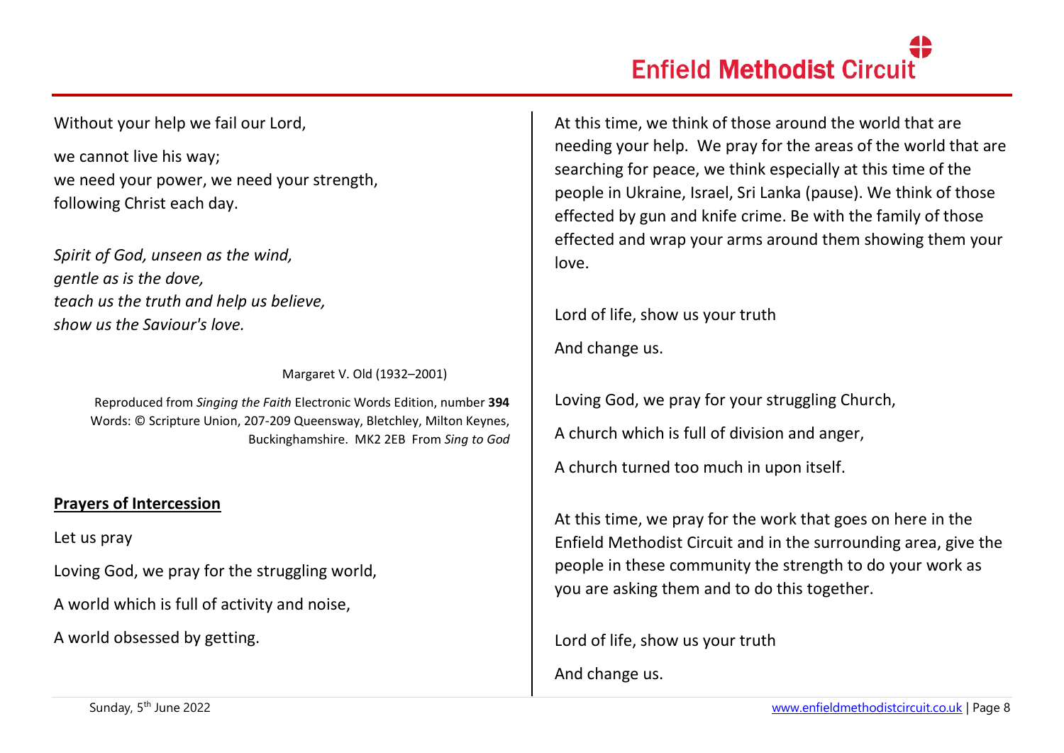Without your help we fail our Lord,

we cannot live his way;
we need your power, we need your strength,
following Christ each day.

*Spirit of God, unseen as the wind,*
*gentle as is the dove,*
*teach us the truth and help us believe,*
*show us the Saviour's love.*

Margaret V. Old (1932–2001)

Reproduced from *Singing the Faith* Electronic Words Edition, number **394**
Words: © Scripture Union, 207-209 Queensway, Bletchley, Milton Keynes, Buckinghamshire. MK2 2EB From *Sing to God*

**Prayers of Intercession**

Let us pray

Loving God, we pray for the struggling world,

A world which is full of activity and noise,

A world obsessed by getting.

At this time, we think of those around the world that are needing your help. We pray for the areas of the world that are searching for peace, we think especially at this time of the people in Ukraine, Israel, Sri Lanka (pause). We think of those effected by gun and knife crime. Be with the family of those effected and wrap your arms around them showing them your love.

Lord of life, show us your truth

And change us.

Loving God, we pray for your struggling Church,

A church which is full of division and anger,

A church turned too much in upon itself.

At this time, we pray for the work that goes on here in the Enfield Methodist Circuit and in the surrounding area, give the people in these community the strength to do your work as you are asking them and to do this together.

Lord of life, show us your truth

And change us.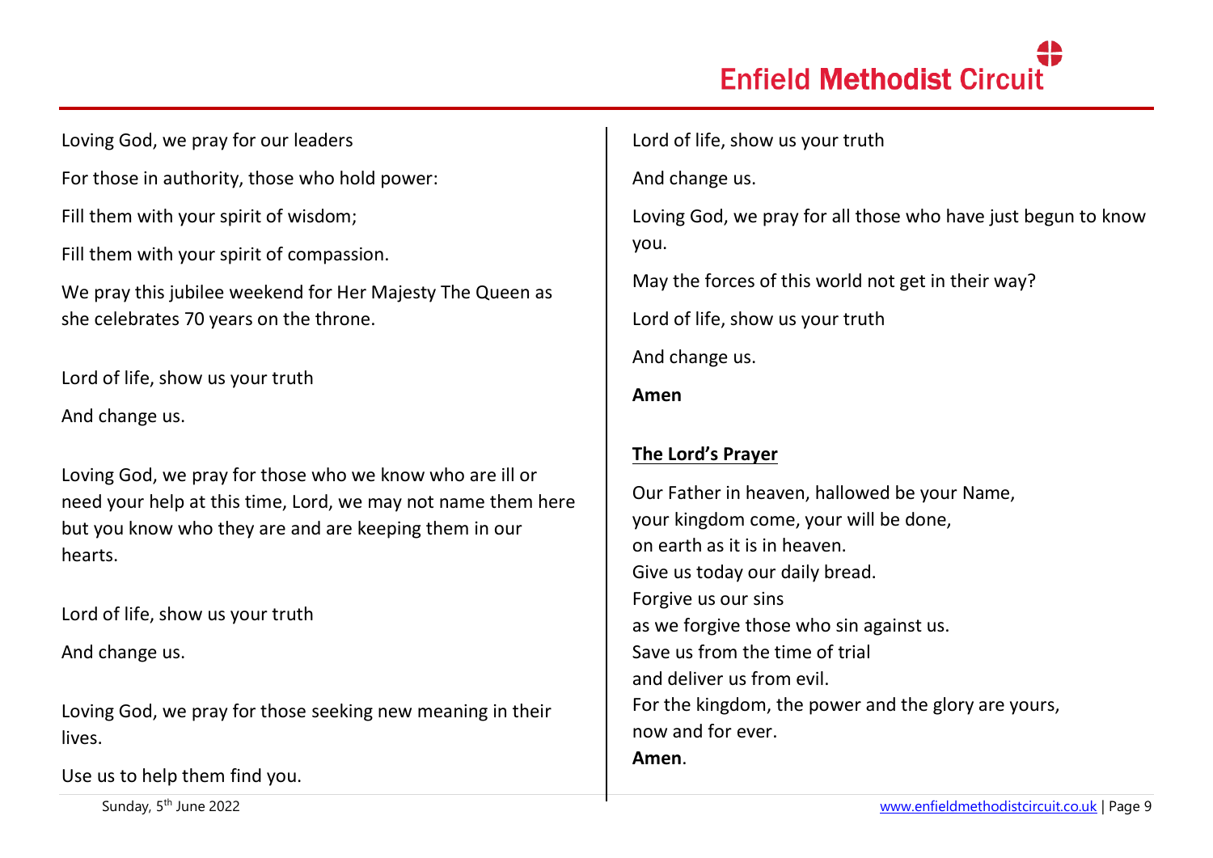Loving God, we pray for our leaders

For those in authority, those who hold power:

Fill them with your spirit of wisdom;

Fill them with your spirit of compassion.

We pray this jubilee weekend for Her Majesty The Queen as she celebrates 70 years on the throne.

Lord of life, show us your truth

And change us.

Loving God, we pray for those who we know who are ill or need your help at this time, Lord, we may not name them here but you know who they are and are keeping them in our hearts.

Lord of life, show us your truth

And change us.

Loving God, we pray for those seeking new meaning in their lives.

Use us to help them find you.

Lord of life, show us your truth

And change us.

Loving God, we pray for all those who have just begun to know you.

May the forces of this world not get in their way?

Lord of life, show us your truth

And change us.

**Amen**

## The Lord's Prayer

Our Father in heaven, hallowed be your Name,
your kingdom come, your will be done,
on earth as it is in heaven.
Give us today our daily bread.
Forgive us our sins
as we forgive those who sin against us.
Save us from the time of trial
and deliver us from evil.
For the kingdom, the power and the glory are yours,
now and for ever.
**Amen**.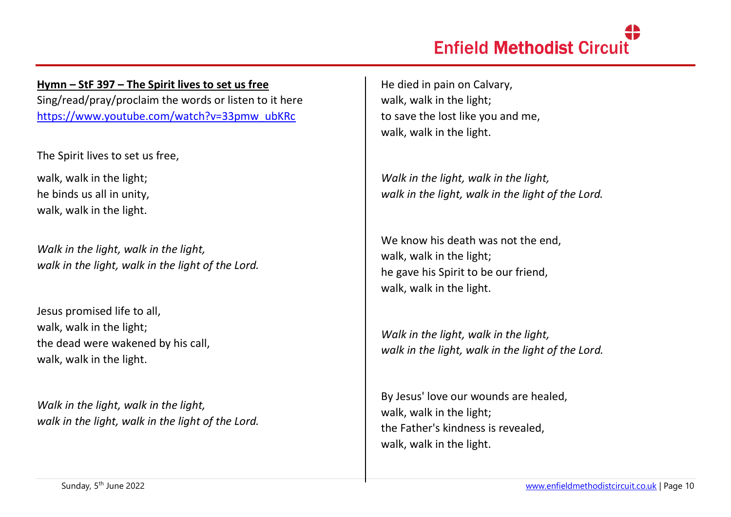**Hymn – StF 397 – The Spirit lives to set us free**

Sing/read/pray/proclaim the words or listen to it here [https://www.youtube.com/watch?v=33pmw_ubKRc](https://www.youtube.com/watch?v=33pmw_ubKRc)

The Spirit lives to set us free,

walk, walk in the light;  
he binds us all in unity,  
walk, walk in the light.

*Walk in the light, walk in the light,*  
*walk in the light, walk in the light of the Lord.*

Jesus promised life to all,  
walk, walk in the light;  
the dead were wakened by his call,  
walk, walk in the light.

*Walk in the light, walk in the light,*  
*walk in the light, walk in the light of the Lord.*

He died in pain on Calvary,  
walk, walk in the light;  
to save the lost like you and me,  
walk, walk in the light.

*Walk in the light, walk in the light,*  
*walk in the light, walk in the light of the Lord.*

We know his death was not the end,  
walk, walk in the light;  
he gave his Spirit to be our friend,  
walk, walk in the light.

*Walk in the light, walk in the light,*  
*walk in the light, walk in the light of the Lord.*

By Jesus' love our wounds are healed,  
walk, walk in the light;  
the Father's kindness is revealed,  
walk, walk in the light.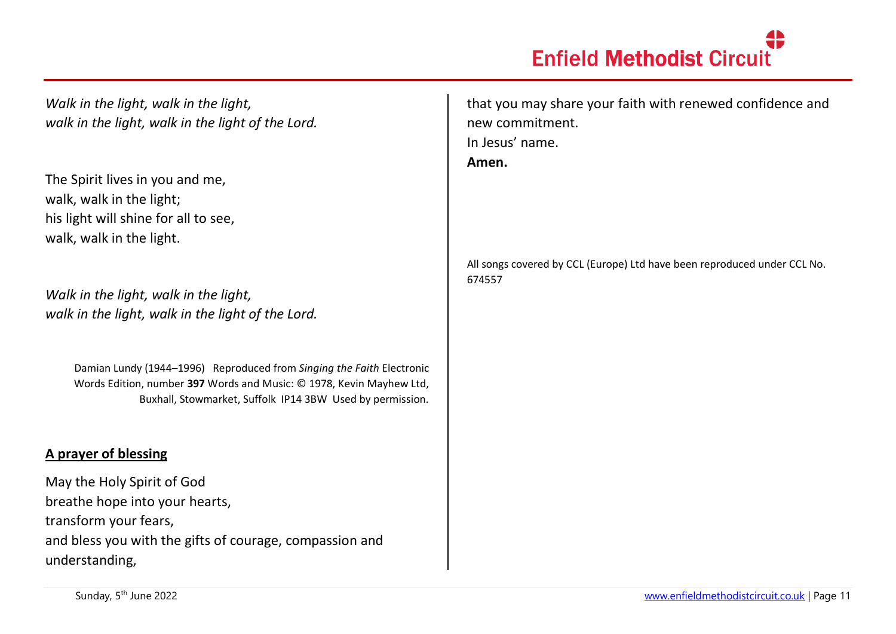*Walk in the light, walk in the light,*
*walk in the light, walk in the light of the Lord.*

The Spirit lives in you and me,
walk, walk in the light;
his light will shine for all to see,
walk, walk in the light.

*Walk in the light, walk in the light,*
*walk in the light, walk in the light of the Lord.*

Damian Lundy (1944–1996) Reproduced from *Singing the Faith* Electronic Words Edition, number **397** Words and Music: © 1978, Kevin Mayhew Ltd, Buxhall, Stowmarket, Suffolk IP14 3BW Used by permission.

**A prayer of blessing**

May the Holy Spirit of God
breathe hope into your hearts,
transform your fears,
and bless you with the gifts of courage, compassion and understanding,
that you may share your faith with renewed confidence and new commitment.
In Jesus' name.
**Amen.**

All songs covered by CCL (Europe) Ltd have been reproduced under CCL No. 674557